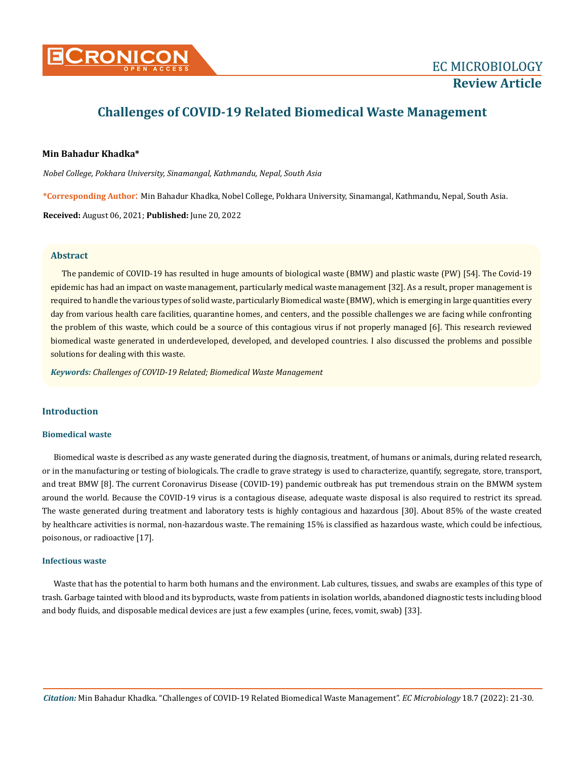EC MICROBIOLOGY

**Review Article**

# Challenges of COVID-19 Related Biomedical Waste Management

**Min Bahadur Khadka***

*Nobel College, Pokhara University, Sinamangal, Kathmandu, Nepal, South Asia*

***Corresponding Author**: Min Bahadur Khadka, Nobel College, Pokhara University, Sinamangal, Kathmandu, Nepal, South Asia.

**Received:** August 06, 2021; **Published:** June 20, 2022

## Abstract

The pandemic of COVID-19 has resulted in huge amounts of biological waste (BMW) and plastic waste (PW) [54]. The Covid-19 epidemic has had an impact on waste management, particularly medical waste management [32]. As a result, proper management is required to handle the various types of solid waste, particularly Biomedical waste (BMW), which is emerging in large quantities every day from various health care facilities, quarantine homes, and centers, and the possible challenges we are facing while confronting the problem of this waste, which could be a source of this contagious virus if not properly managed [6]. This research reviewed biomedical waste generated in underdeveloped, developed, and developed countries. I also discussed the problems and possible solutions for dealing with this waste.

***Keywords:*** *Challenges of COVID-19 Related; Biomedical Waste Management*

## Introduction

### Biomedical waste

Biomedical waste is described as any waste generated during the diagnosis, treatment, of humans or animals, during related research, or in the manufacturing or testing of biologicals. The cradle to grave strategy is used to characterize, quantify, segregate, store, transport, and treat BMW [8]. The current Coronavirus Disease (COVID-19) pandemic outbreak has put tremendous strain on the BMWM system around the world. Because the COVID-19 virus is a contagious disease, adequate waste disposal is also required to restrict its spread. The waste generated during treatment and laboratory tests is highly contagious and hazardous [30]. About 85% of the waste created by healthcare activities is normal, non-hazardous waste. The remaining 15% is classified as hazardous waste, which could be infectious, poisonous, or radioactive [17].

### Infectious waste

Waste that has the potential to harm both humans and the environment. Lab cultures, tissues, and swabs are examples of this type of trash. Garbage tainted with blood and its byproducts, waste from patients in isolation worlds, abandoned diagnostic tests including blood and body fluids, and disposable medical devices are just a few examples (urine, feces, vomit, swab) [33].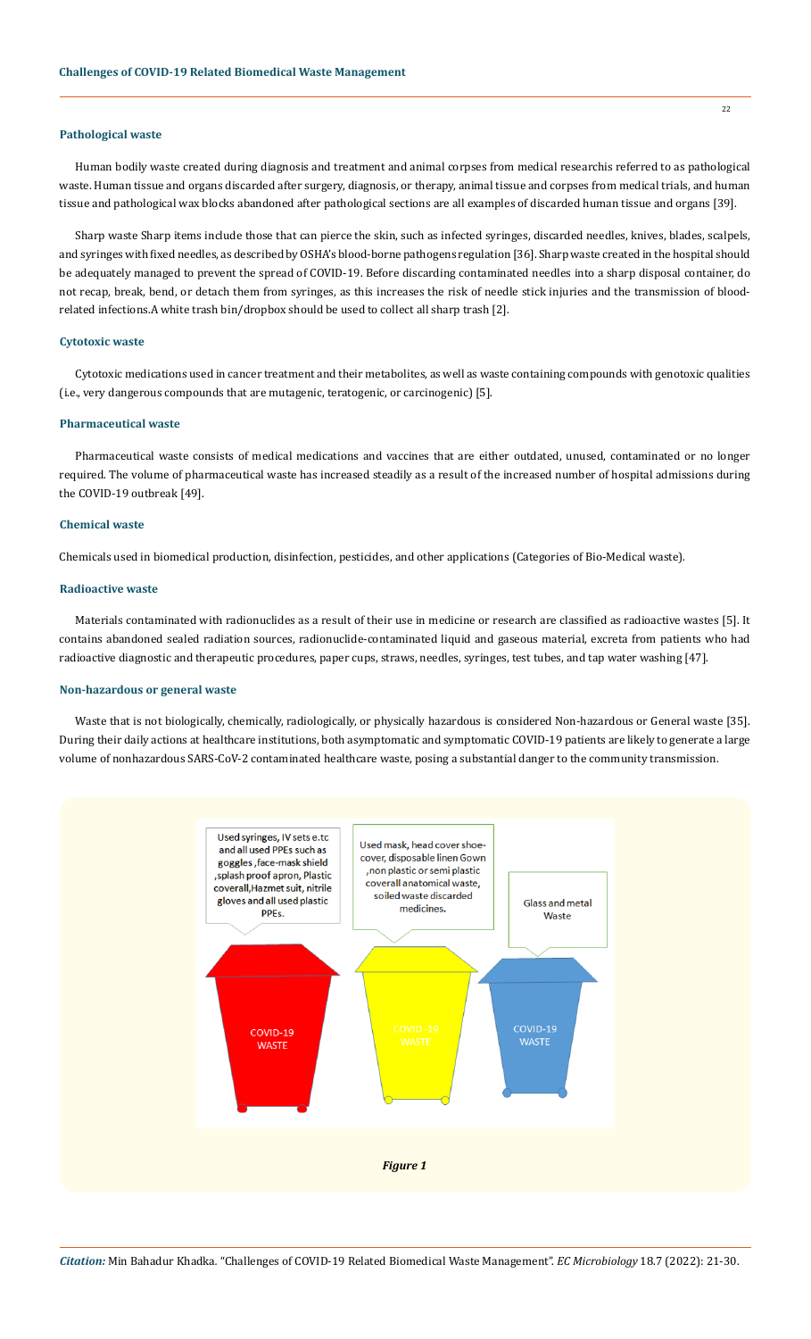#### Pathological waste

Human bodily waste created during diagnosis and treatment and animal corpses from medical researchis is referred to as pathological waste. Human tissue and organs discarded after surgery, diagnosis, or therapy, animal tissue and corpses from medical trials, and human tissue and pathological wax blocks abandoned after pathological sections are all examples of discarded human tissue and organs [39].

Sharp waste Sharp items include those that can pierce the skin, such as infected syringes, discarded needles, knives, blades, scalpels, and syringes with fixed needles, as described by OSHA's blood-borne pathogens regulation [36]. Sharp waste created in the hospital should be adequately managed to prevent the spread of COVID-19. Before discarding contaminated needles into a sharp disposal container, do not recap, break, bend, or detach them from syringes, as this increases the risk of needle stick injuries and the transmission of blood-related infections.A white trash bin/dropbox should be used to collect all sharp trash [2].

#### Cytotoxic waste

Cytotoxic medications used in cancer treatment and their metabolites, as well as waste containing compounds with genotoxic qualities (i.e., very dangerous compounds that are mutagenic, teratogenic, or carcinogenic) [5].

#### Pharmaceutical waste

Pharmaceutical waste consists of medical medications and vaccines that are either outdated, unused, contaminated or no longer required. The volume of pharmaceutical waste has increased steadily as a result of the increased number of hospital admissions during the COVID-19 outbreak [49].

#### Chemical waste

Chemicals used in biomedical production, disinfection, pesticides, and other applications (Categories of Bio-Medical waste).

#### Radioactive waste

Materials contaminated with radionuclides as a result of their use in medicine or research are classified as radioactive wastes [5]. It contains abandoned sealed radiation sources, radionuclide-contaminated liquid and gaseous material, excreta from patients who had radioactive diagnostic and therapeutic procedures, paper cups, straws, needles, syringes, test tubes, and tap water washing [47].

#### Non-hazardous or general waste

Waste that is not biologically, chemically, radiologically, or physically hazardous is considered Non-hazardous or General waste [35]. During their daily actions at healthcare institutions, both asymptomatic and symptomatic COVID-19 patients are likely to generate a large volume of nonhazardous SARS-CoV-2 contaminated healthcare waste, posing a substantial danger to the community transmission.

*Figure 1*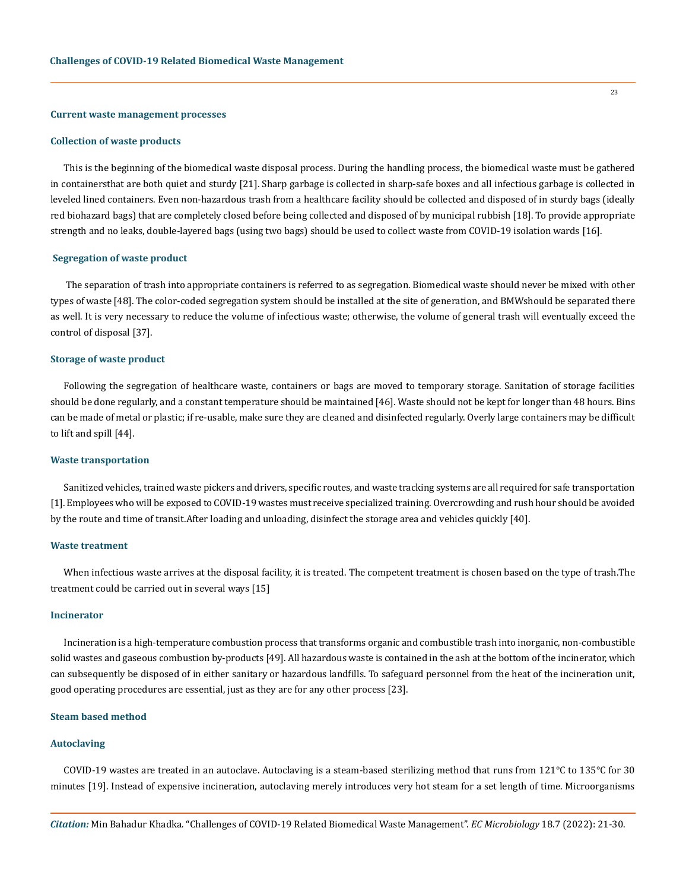### Current waste management processes

### Collection of waste products

This is the beginning of the biomedical waste disposal process. During the handling process, the biomedical waste must be gathered in containersthat are both quiet and sturdy [21]. Sharp garbage is collected in sharp-safe boxes and all infectious garbage is collected in leveled lined containers. Even non-hazardous trash from a healthcare facility should be collected and disposed of in sturdy bags (ideally red biohazard bags) that are completely closed before being collected and disposed of by municipal rubbish [18]. To provide appropriate strength and no leaks, double-layered bags (using two bags) should be used to collect waste from COVID-19 isolation wards [16].

### Segregation of waste product

The separation of trash into appropriate containers is referred to as segregation. Biomedical waste should never be mixed with other types of waste [48]. The color-coded segregation system should be installed at the site of generation, and BMWshould be separated there as well. It is very necessary to reduce the volume of infectious waste; otherwise, the volume of general trash will eventually exceed the control of disposal [37].

### Storage of waste product

Following the segregation of healthcare waste, containers or bags are moved to temporary storage. Sanitation of storage facilities should be done regularly, and a constant temperature should be maintained [46]. Waste should not be kept for longer than 48 hours. Bins can be made of metal or plastic; if re-usable, make sure they are cleaned and disinfected regularly. Overly large containers may be difficult to lift and spill [44].

### Waste transportation

Sanitized vehicles, trained waste pickers and drivers, specific routes, and waste tracking systems are all required for safe transportation [1]. Employees who will be exposed to COVID-19 wastes must receive specialized training. Overcrowding and rush hour should be avoided by the route and time of transit.After loading and unloading, disinfect the storage area and vehicles quickly [40].

### Waste treatment

When infectious waste arrives at the disposal facility, it is treated. The competent treatment is chosen based on the type of trash.The treatment could be carried out in several ways [15]

### Incinerator

Incineration is a high-temperature combustion process that transforms organic and combustible trash into inorganic, non-combustible solid wastes and gaseous combustion by-products [49]. All hazardous waste is contained in the ash at the bottom of the incinerator, which can subsequently be disposed of in either sanitary or hazardous landfills. To safeguard personnel from the heat of the incineration unit, good operating procedures are essential, just as they are for any other process [23].

### Steam based method

### Autoclaving

COVID-19 wastes are treated in an autoclave. Autoclaving is a steam-based sterilizing method that runs from 121°C to 135°C for 30 minutes [19]. Instead of expensive incineration, autoclaving merely introduces very hot steam for a set length of time. Microorganisms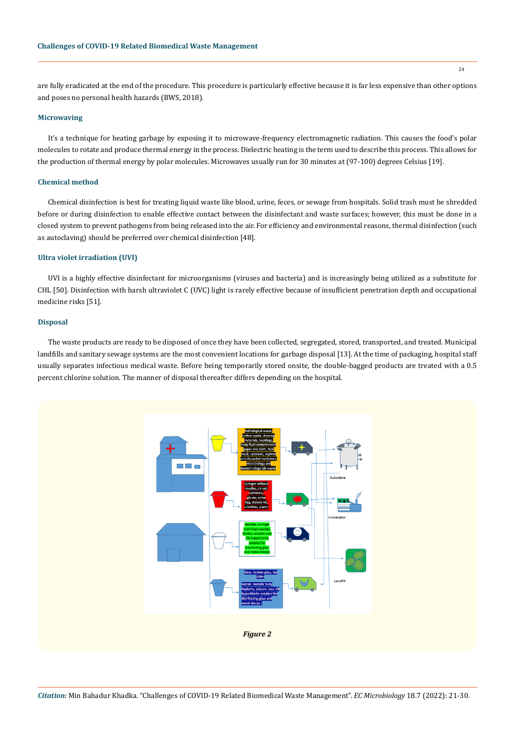are fully eradicated at the end of the procedure. This procedure is particularly effective because it is far less expensive than other options and poses no personal health hazards (BWS, 2018).

### Microwaving

It's a technique for heating garbage by exposing it to microwave-frequency electromagnetic radiation. This causes the food's polar molecules to rotate and produce thermal energy in the process. Dielectric heating is the term used to describe this process. This allows for the production of thermal energy by polar molecules. Microwaves usually run for 30 minutes at (97-100) degrees Celsius [19].

### Chemical method

Chemical disinfection is best for treating liquid waste like blood, urine, feces, or sewage from hospitals. Solid trash must be shredded before or during disinfection to enable effective contact between the disinfectant and waste surfaces; however, this must be done in a closed system to prevent pathogens from being released into the air. For efficiency and environmental reasons, thermal disinfection (such as autoclaving) should be preferred over chemical disinfection [48].

### Ultra violet irradiation (UVI)

UVI is a highly effective disinfectant for microorganisms (viruses and bacteria) and is increasingly being utilized as a substitute for CHL [50]. Disinfection with harsh ultraviolet C (UVC) light is rarely effective because of insufficient penetration depth and occupational medicine risks [51].

### Disposal

The waste products are ready to be disposed of once they have been collected, segregated, stored, transported, and treated. Municipal landfills and sanitary sewage systems are the most convenient locations for garbage disposal [13]. At the time of packaging, hospital staff usually separates infectious medical waste. Before being temporarily stored onsite, the double-bagged products are treated with a 0.5 percent chlorine solution. The manner of disposal thereafter differs depending on the hospital.

*Figure 2*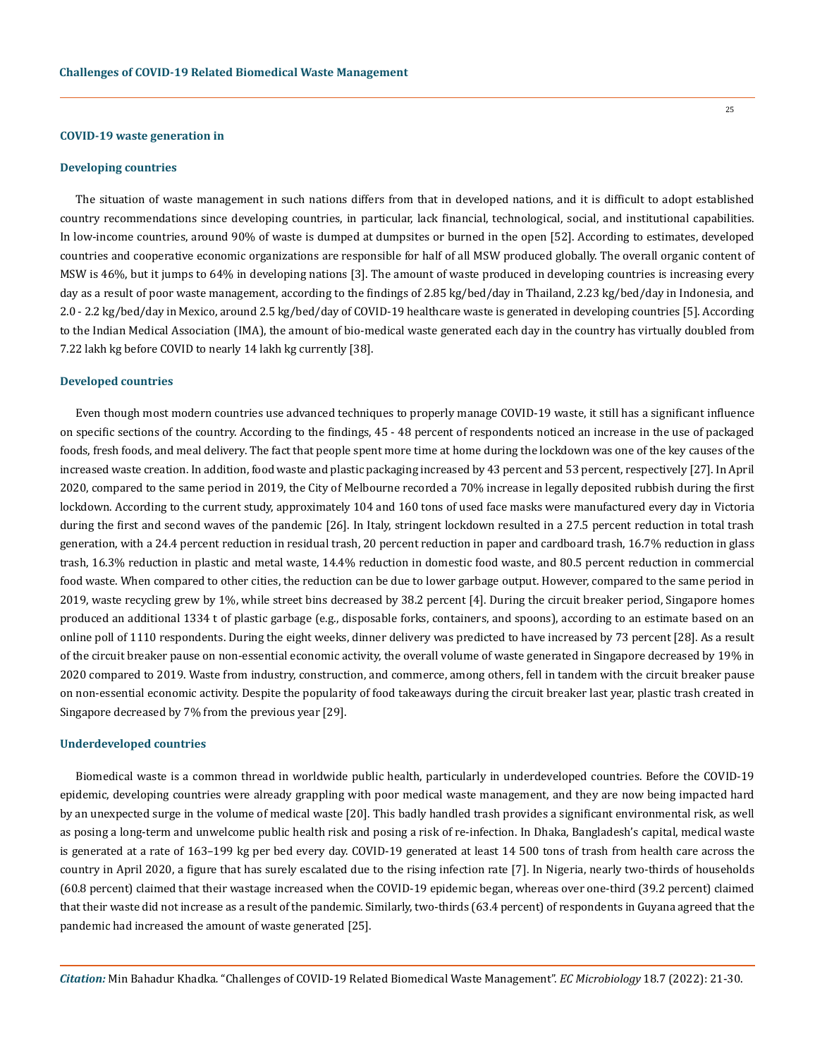### COVID-19 waste generation in

#### Developing countries

The situation of waste management in such nations differs from that in developed nations, and it is difficult to adopt established country recommendations since developing countries, in particular, lack financial, technological, social, and institutional capabilities. In low-income countries, around 90% of waste is dumped at dumpsites or burned in the open [52]. According to estimates, developed countries and cooperative economic organizations are responsible for half of all MSW produced globally. The overall organic content of MSW is 46%, but it jumps to 64% in developing nations [3]. The amount of waste produced in developing countries is increasing every day as a result of poor waste management, according to the findings of 2.85 kg/bed/day in Thailand, 2.23 kg/bed/day in Indonesia, and 2.0 - 2.2 kg/bed/day in Mexico, around 2.5 kg/bed/day of COVID-19 healthcare waste is generated in developing countries [5]. According to the Indian Medical Association (IMA), the amount of bio-medical waste generated each day in the country has virtually doubled from 7.22 lakh kg before COVID to nearly 14 lakh kg currently [38].

#### Developed countries

Even though most modern countries use advanced techniques to properly manage COVID-19 waste, it still has a significant influence on specific sections of the country. According to the findings, 45 - 48 percent of respondents noticed an increase in the use of packaged foods, fresh foods, and meal delivery. The fact that people spent more time at home during the lockdown was one of the key causes of the increased waste creation. In addition, food waste and plastic packaging increased by 43 percent and 53 percent, respectively [27]. In April 2020, compared to the same period in 2019, the City of Melbourne recorded a 70% increase in legally deposited rubbish during the first lockdown. According to the current study, approximately 104 and 160 tons of used face masks were manufactured every day in Victoria during the first and second waves of the pandemic [26]. In Italy, stringent lockdown resulted in a 27.5 percent reduction in total trash generation, with a 24.4 percent reduction in residual trash, 20 percent reduction in paper and cardboard trash, 16.7% reduction in glass trash, 16.3% reduction in plastic and metal waste, 14.4% reduction in domestic food waste, and 80.5 percent reduction in commercial food waste. When compared to other cities, the reduction can be due to lower garbage output. However, compared to the same period in 2019, waste recycling grew by 1%, while street bins decreased by 38.2 percent [4]. During the circuit breaker period, Singapore homes produced an additional 1334 t of plastic garbage (e.g., disposable forks, containers, and spoons), according to an estimate based on an online poll of 1110 respondents. During the eight weeks, dinner delivery was predicted to have increased by 73 percent [28]. As a result of the circuit breaker pause on non-essential economic activity, the overall volume of waste generated in Singapore decreased by 19% in 2020 compared to 2019. Waste from industry, construction, and commerce, among others, fell in tandem with the circuit breaker pause on non-essential economic activity. Despite the popularity of food takeaways during the circuit breaker last year, plastic trash created in Singapore decreased by 7% from the previous year [29].

#### Underdeveloped countries

Biomedical waste is a common thread in worldwide public health, particularly in underdeveloped countries. Before the COVID-19 epidemic, developing countries were already grappling with poor medical waste management, and they are now being impacted hard by an unexpected surge in the volume of medical waste [20]. This badly handled trash provides a significant environmental risk, as well as posing a long-term and unwelcome public health risk and posing a risk of re-infection. In Dhaka, Bangladesh's capital, medical waste is generated at a rate of 163–199 kg per bed every day. COVID-19 generated at least 14 500 tons of trash from health care across the country in April 2020, a figure that has surely escalated due to the rising infection rate [7]. In Nigeria, nearly two-thirds of households (60.8 percent) claimed that their wastage increased when the COVID-19 epidemic began, whereas over one-third (39.2 percent) claimed that their waste did not increase as a result of the pandemic. Similarly, two-thirds (63.4 percent) of respondents in Guyana agreed that the pandemic had increased the amount of waste generated [25].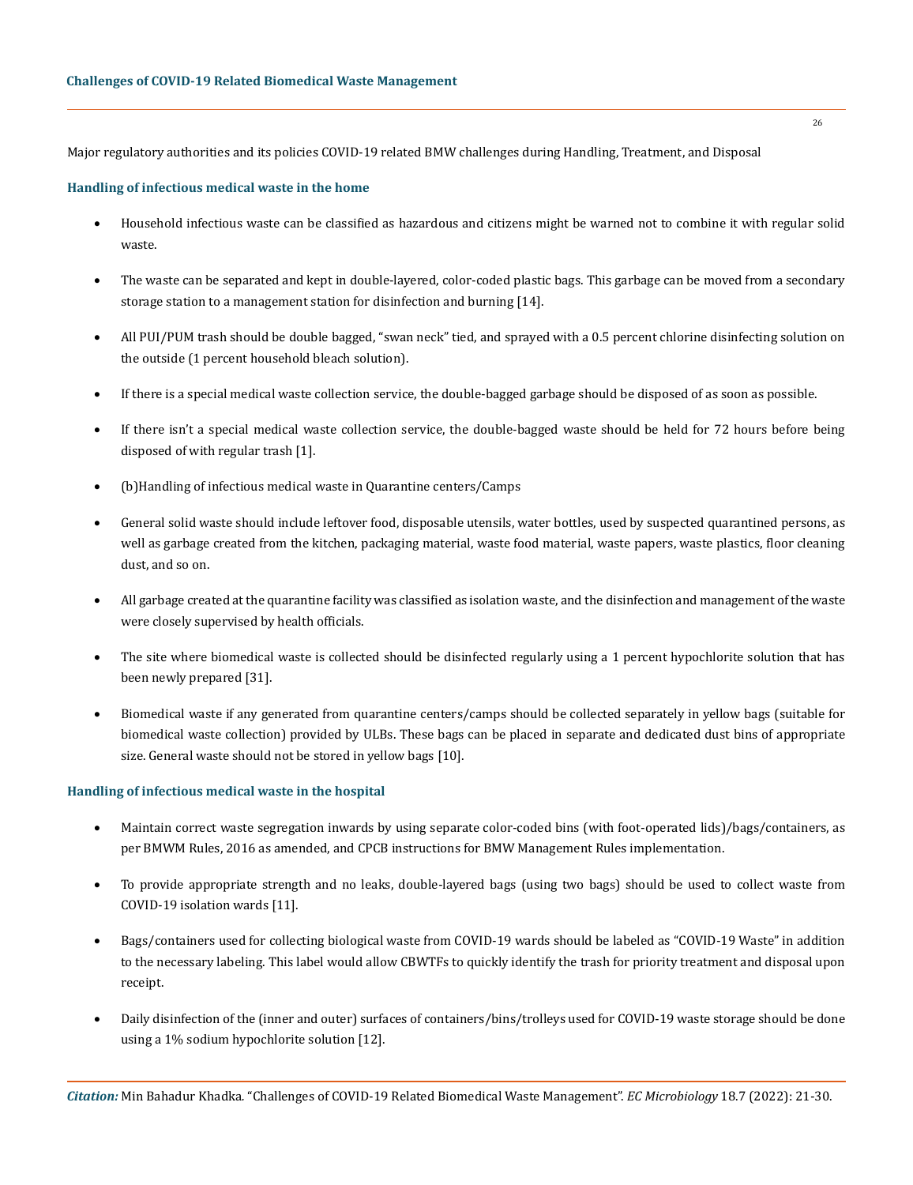Major regulatory authorities and its policies COVID-19 related BMW challenges during Handling, Treatment, and Disposal

### Handling of infectious medical waste in the home

- Household infectious waste can be classified as hazardous and citizens might be warned not to combine it with regular solid waste.
- The waste can be separated and kept in double-layered, color-coded plastic bags. This garbage can be moved from a secondary storage station to a management station for disinfection and burning [14].
- All PUI/PUM trash should be double bagged, "swan neck" tied, and sprayed with a 0.5 percent chlorine disinfecting solution on the outside (1 percent household bleach solution).
- If there is a special medical waste collection service, the double-bagged garbage should be disposed of as soon as possible.
- If there isn't a special medical waste collection service, the double-bagged waste should be held for 72 hours before being disposed of with regular trash [1].
- (b)Handling of infectious medical waste in Quarantine centers/Camps
- General solid waste should include leftover food, disposable utensils, water bottles, used by suspected quarantined persons, as well as garbage created from the kitchen, packaging material, waste food material, waste papers, waste plastics, floor cleaning dust, and so on.
- All garbage created at the quarantine facility was classified as isolation waste, and the disinfection and management of the waste were closely supervised by health officials.
- The site where biomedical waste is collected should be disinfected regularly using a 1 percent hypochlorite solution that has been newly prepared [31].
- Biomedical waste if any generated from quarantine centers/camps should be collected separately in yellow bags (suitable for biomedical waste collection) provided by ULBs. These bags can be placed in separate and dedicated dust bins of appropriate size. General waste should not be stored in yellow bags [10].

### Handling of infectious medical waste in the hospital

- Maintain correct waste segregation inwards by using separate color-coded bins (with foot-operated lids)/bags/containers, as per BMWM Rules, 2016 as amended, and CPCB instructions for BMW Management Rules implementation.
- To provide appropriate strength and no leaks, double-layered bags (using two bags) should be used to collect waste from COVID-19 isolation wards [11].
- Bags/containers used for collecting biological waste from COVID-19 wards should be labeled as "COVID-19 Waste" in addition to the necessary labeling. This label would allow CBWTFs to quickly identify the trash for priority treatment and disposal upon receipt.
- Daily disinfection of the (inner and outer) surfaces of containers/bins/trolleys used for COVID-19 waste storage should be done using a 1% sodium hypochlorite solution [12].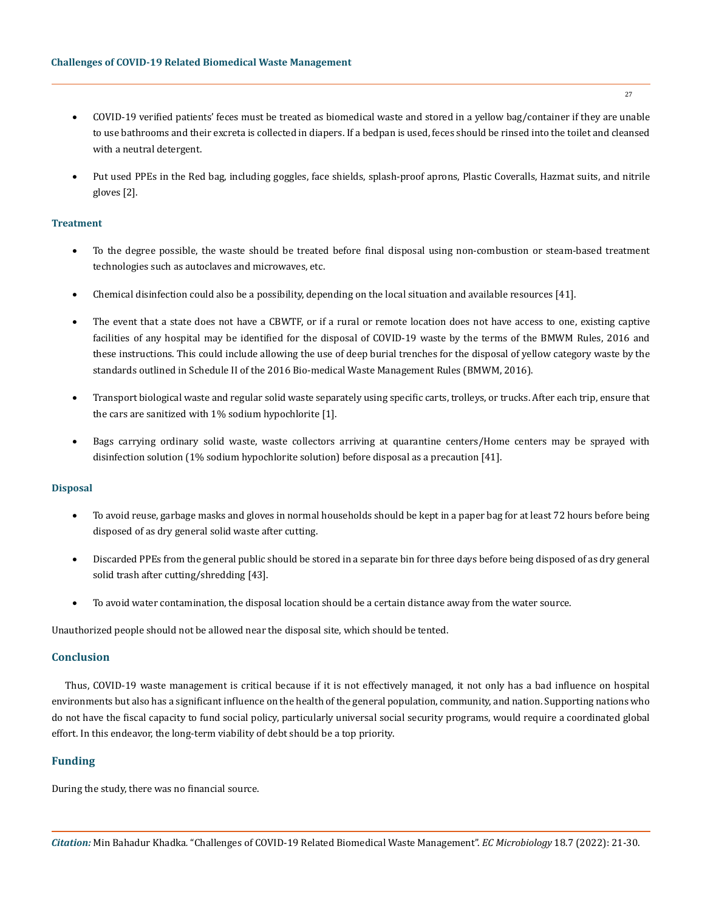- COVID-19 verified patients' feces must be treated as biomedical waste and stored in a yellow bag/container if they are unable to use bathrooms and their excreta is collected in diapers. If a bedpan is used, feces should be rinsed into the toilet and cleansed with a neutral detergent.

- Put used PPEs in the Red bag, including goggles, face shields, splash-proof aprons, Plastic Coveralls, Hazmat suits, and nitrile gloves [2].

### Treatment

- To the degree possible, the waste should be treated before final disposal using non-combustion or steam-based treatment technologies such as autoclaves and microwaves, etc.

- Chemical disinfection could also be a possibility, depending on the local situation and available resources [41].

- The event that a state does not have a CBWTF, or if a rural or remote location does not have access to one, existing captive facilities of any hospital may be identified for the disposal of COVID-19 waste by the terms of the BMWM Rules, 2016 and these instructions. This could include allowing the use of deep burial trenches for the disposal of yellow category waste by the standards outlined in Schedule II of the 2016 Bio-medical Waste Management Rules (BMWM, 2016).

- Transport biological waste and regular solid waste separately using specific carts, trolleys, or trucks. After each trip, ensure that the cars are sanitized with 1% sodium hypochlorite [1].

- Bags carrying ordinary solid waste, waste collectors arriving at quarantine centers/Home centers may be sprayed with disinfection solution (1% sodium hypochlorite solution) before disposal as a precaution [41].

### Disposal

- To avoid reuse, garbage masks and gloves in normal households should be kept in a paper bag for at least 72 hours before being disposed of as dry general solid waste after cutting.

- Discarded PPEs from the general public should be stored in a separate bin for three days before being disposed of as dry general solid trash after cutting/shredding [43].

- To avoid water contamination, the disposal location should be a certain distance away from the water source.

Unauthorized people should not be allowed near the disposal site, which should be tented.

## Conclusion

Thus, COVID-19 waste management is critical because if it is not effectively managed, it not only has a bad influence on hospital environments but also has a significant influence on the health of the general population, community, and nation. Supporting nations who do not have the fiscal capacity to fund social policy, particularly universal social security programs, would require a coordinated global effort. In this endeavor, the long-term viability of debt should be a top priority.

## Funding

During the study, there was no financial source.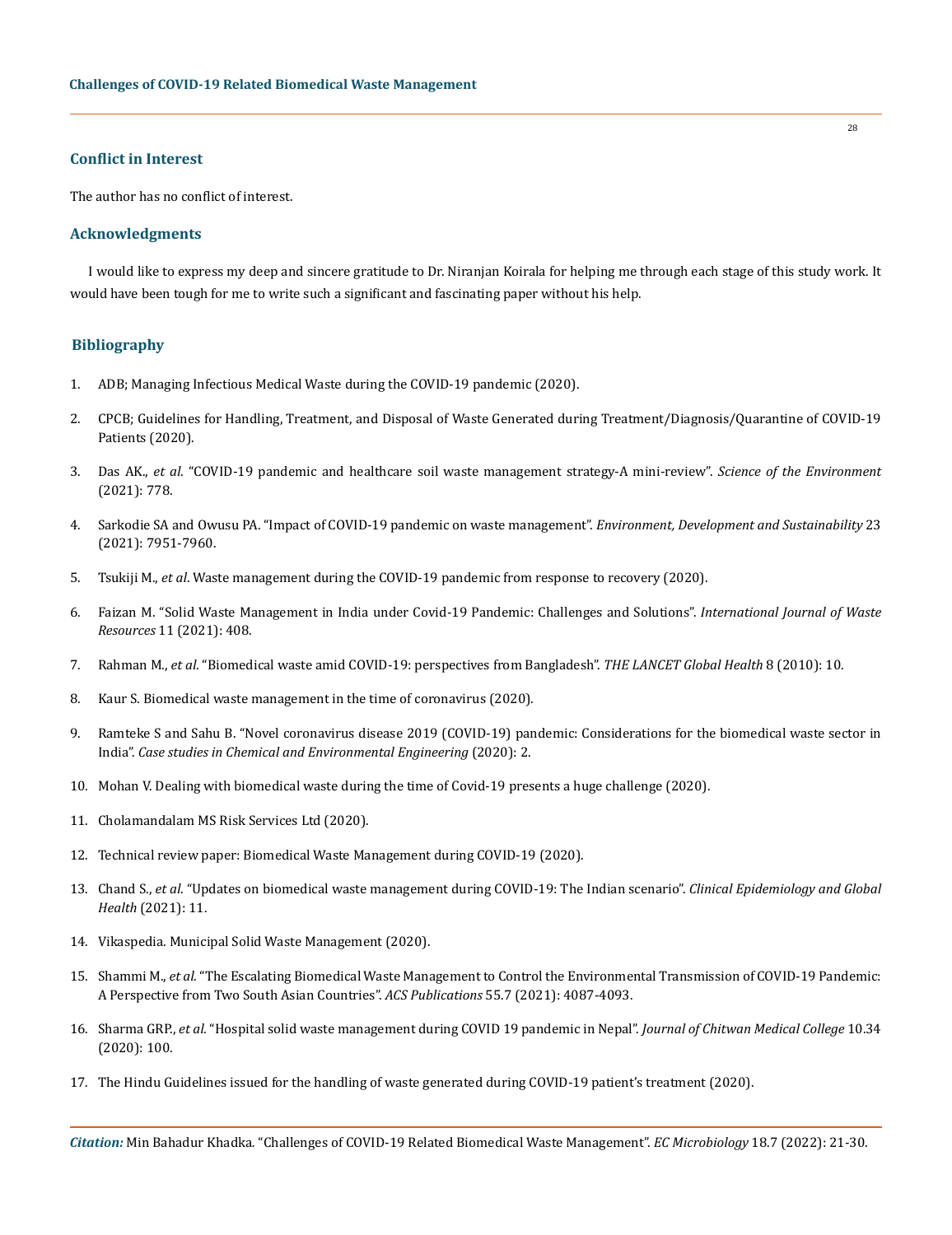## Conflict in Interest

The author has no conflict of interest.

## Acknowledgments

I would like to express my deep and sincere gratitude to Dr. Niranjan Koirala for helping me through each stage of this study work. It would have been tough for me to write such a significant and fascinating paper without his help.

## Bibliography

1. ADB; Managing Infectious Medical Waste during the COVID-19 pandemic (2020).
2. CPCB; Guidelines for Handling, Treatment, and Disposal of Waste Generated during Treatment/Diagnosis/Quarantine of COVID-19 Patients (2020).
3. Das AK., *et al*. "COVID-19 pandemic and healthcare soil waste management strategy-A mini-review". *Science of the Environment* (2021): 778.
4. Sarkodie SA and Owusu PA. "Impact of COVID-19 pandemic on waste management". *Environment, Development and Sustainability* 23 (2021): 7951-7960.
5. Tsukiji M., *et al*. Waste management during the COVID-19 pandemic from response to recovery (2020).
6. Faizan M. "Solid Waste Management in India under Covid-19 Pandemic: Challenges and Solutions". *International Journal of Waste Resources* 11 (2021): 408.
7. Rahman M., *et al*. "Biomedical waste amid COVID-19: perspectives from Bangladesh". *THE LANCET Global Health* 8 (2010): 10.
8. Kaur S. Biomedical waste management in the time of coronavirus (2020).
9. Ramteke S and Sahu B. "Novel coronavirus disease 2019 (COVID-19) pandemic: Considerations for the biomedical waste sector in India". *Case studies in Chemical and Environmental Engineering* (2020): 2.
10. Mohan V. Dealing with biomedical waste during the time of Covid-19 presents a huge challenge (2020).
11. Cholamandalam MS Risk Services Ltd (2020).
12. Technical review paper: Biomedical Waste Management during COVID-19 (2020).
13. Chand S., *et al*. "Updates on biomedical waste management during COVID-19: The Indian scenario". *Clinical Epidemiology and Global Health* (2021): 11.
14. Vikaspedia. Municipal Solid Waste Management (2020).
15. Shammi M., *et al*. "The Escalating Biomedical Waste Management to Control the Environmental Transmission of COVID-19 Pandemic: A Perspective from Two South Asian Countries". *ACS Publications* 55.7 (2021): 4087-4093.
16. Sharma GRP., *et al*. "Hospital solid waste management during COVID 19 pandemic in Nepal". *Journal of Chitwan Medical College* 10.34 (2020): 100.
17. The Hindu Guidelines issued for the handling of waste generated during COVID-19 patient's treatment (2020).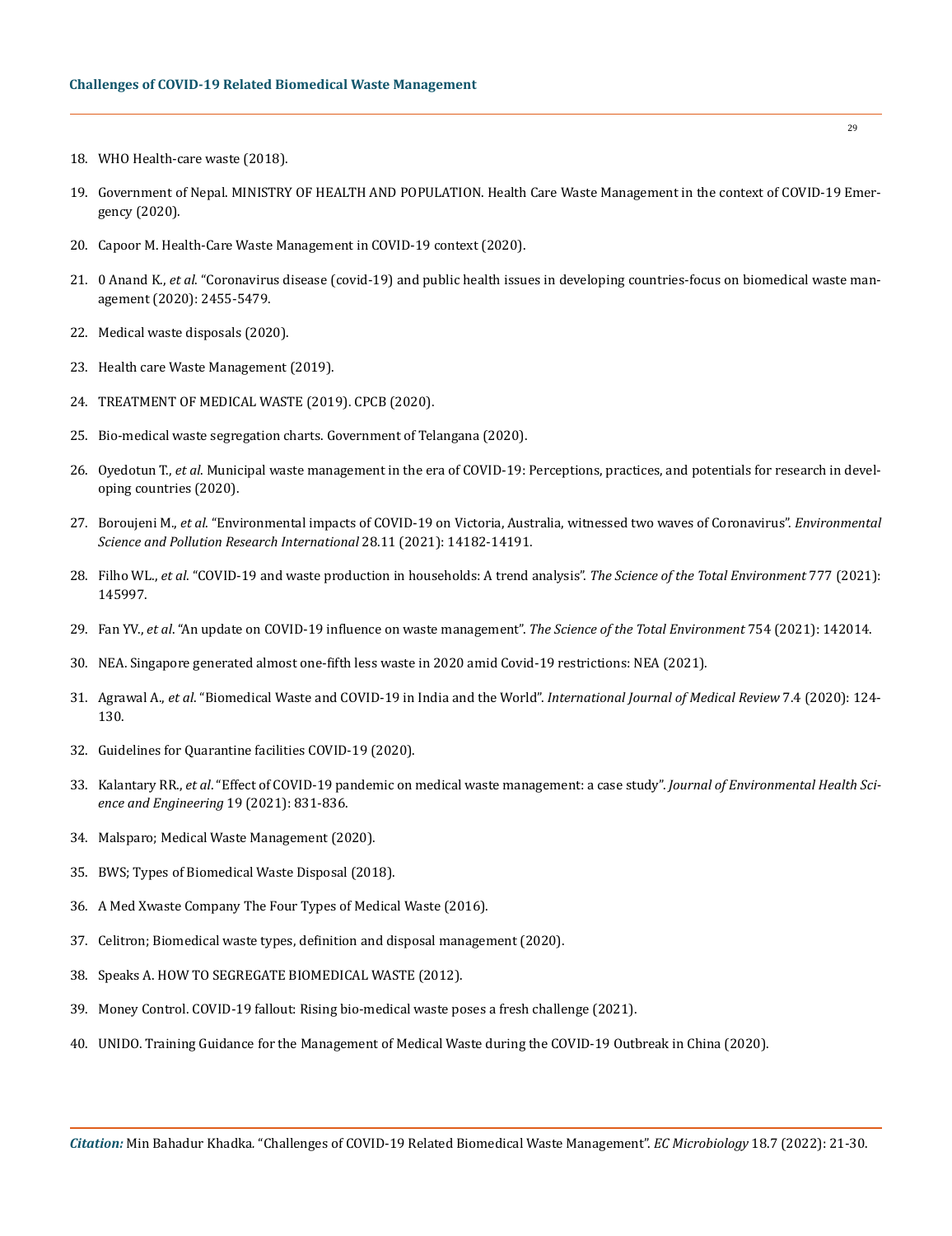18. WHO Health-care waste (2018).

19. Government of Nepal. MINISTRY OF HEALTH AND POPULATION. Health Care Waste Management in the context of COVID-19 Emergency (2020).

20. Capoor M. Health-Care Waste Management in COVID-19 context (2020).

21. 0 Anand K., *et al.* "Coronavirus disease (covid-19) and public health issues in developing countries-focus on biomedical waste management (2020): 2455-5479.

22. Medical waste disposals (2020).

23. Health care Waste Management (2019).

24. TREATMENT OF MEDICAL WASTE (2019). CPCB (2020).

25. Bio-medical waste segregation charts. Government of Telangana (2020).

26. Oyedotun T., *et al.* Municipal waste management in the era of COVID-19: Perceptions, practices, and potentials for research in developing countries (2020).

27. Boroujeni M., *et al.* "Environmental impacts of COVID-19 on Victoria, Australia, witnessed two waves of Coronavirus". *Environmental Science and Pollution Research International* 28.11 (2021): 14182-14191.

28. Filho WL., *et al.* "COVID-19 and waste production in households: A trend analysis". *The Science of the Total Environment* 777 (2021): 145997.

29. Fan YV., *et al.* "An update on COVID-19 influence on waste management". *The Science of the Total Environment* 754 (2021): 142014.

30. NEA. Singapore generated almost one-fifth less waste in 2020 amid Covid-19 restrictions: NEA (2021).

31. Agrawal A., *et al.* "Biomedical Waste and COVID-19 in India and the World". *International Journal of Medical Review* 7.4 (2020): 124-130.

32. Guidelines for Quarantine facilities COVID-19 (2020).

33. Kalantary RR., *et al.* "Effect of COVID-19 pandemic on medical waste management: a case study". *Journal of Environmental Health Science and Engineering* 19 (2021): 831-836.

34. Malsparo; Medical Waste Management (2020).

35. BWS; Types of Biomedical Waste Disposal (2018).

36. A Med Xwaste Company The Four Types of Medical Waste (2016).

37. Celitron; Biomedical waste types, definition and disposal management (2020).

38. Speaks A. HOW TO SEGREGATE BIOMEDICAL WASTE (2012).

39. Money Control. COVID-19 fallout: Rising bio-medical waste poses a fresh challenge (2021).

40. UNIDO. Training Guidance for the Management of Medical Waste during the COVID-19 Outbreak in China (2020).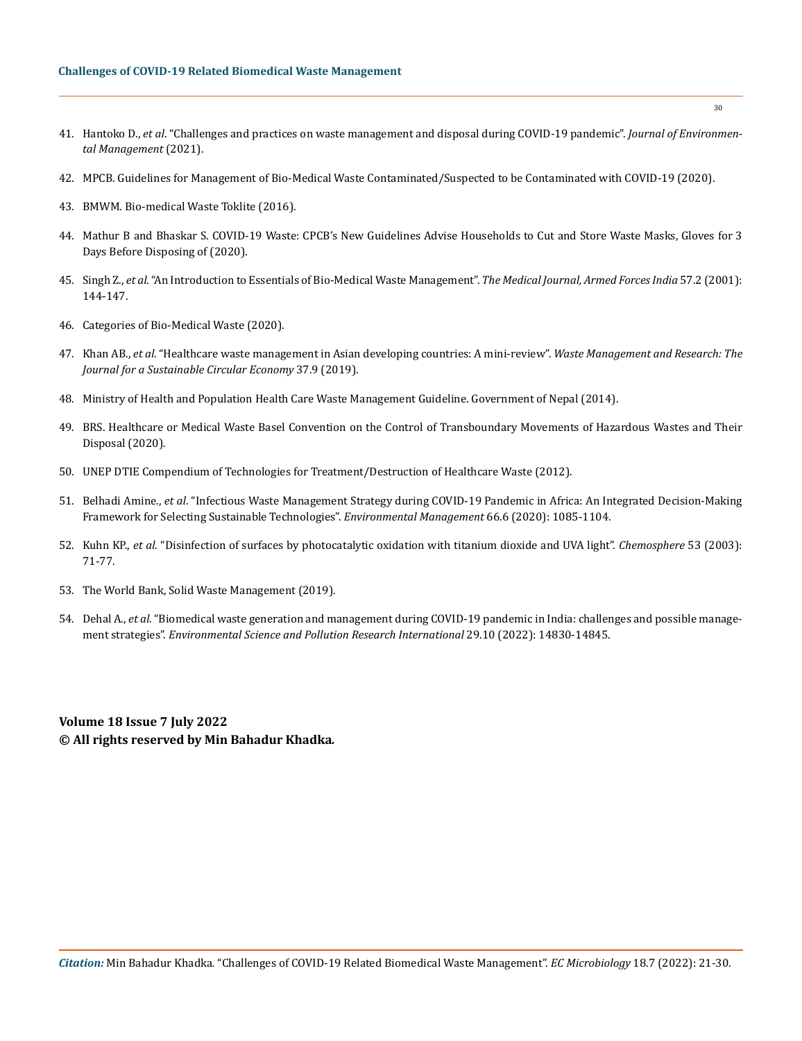41. Hantoko D., *et al*. "Challenges and practices on waste management and disposal during COVID-19 pandemic". *Journal of Environmental Management* (2021).

42. MPCB. Guidelines for Management of Bio-Medical Waste Contaminated/Suspected to be Contaminated with COVID-19 (2020).

43. BMWM. Bio-medical Waste Toklite (2016).

44. Mathur B and Bhaskar S. COVID-19 Waste: CPCB's New Guidelines Advise Households to Cut and Store Waste Masks, Gloves for 3 Days Before Disposing of (2020).

45. Singh Z., *et al*. "An Introduction to Essentials of Bio-Medical Waste Management". *The Medical Journal, Armed Forces India* 57.2 (2001): 144-147.

46. Categories of Bio-Medical Waste (2020).

47. Khan AB., *et al*. "Healthcare waste management in Asian developing countries: A mini-review". *Waste Management and Research: The Journal for a Sustainable Circular Economy* 37.9 (2019).

48. Ministry of Health and Population Health Care Waste Management Guideline. Government of Nepal (2014).

49. BRS. Healthcare or Medical Waste Basel Convention on the Control of Transboundary Movements of Hazardous Wastes and Their Disposal (2020).

50. UNEP DTIE Compendium of Technologies for Treatment/Destruction of Healthcare Waste (2012).

51. Belhadi Amine., *et al*. "Infectious Waste Management Strategy during COVID-19 Pandemic in Africa: An Integrated Decision-Making Framework for Selecting Sustainable Technologies". *Environmental Management* 66.6 (2020): 1085-1104.

52. Kuhn KP., *et al*. "Disinfection of surfaces by photocatalytic oxidation with titanium dioxide and UVA light". *Chemosphere* 53 (2003): 71-77.

53. The World Bank, Solid Waste Management (2019).

54. Dehal A., *et al*. "Biomedical waste generation and management during COVID-19 pandemic in India: challenges and possible management strategies". *Environmental Science and Pollution Research International* 29.10 (2022): 14830-14845.

**Volume 18 Issue 7 July 2022**
**© All rights reserved by Min Bahadur Khadka.**